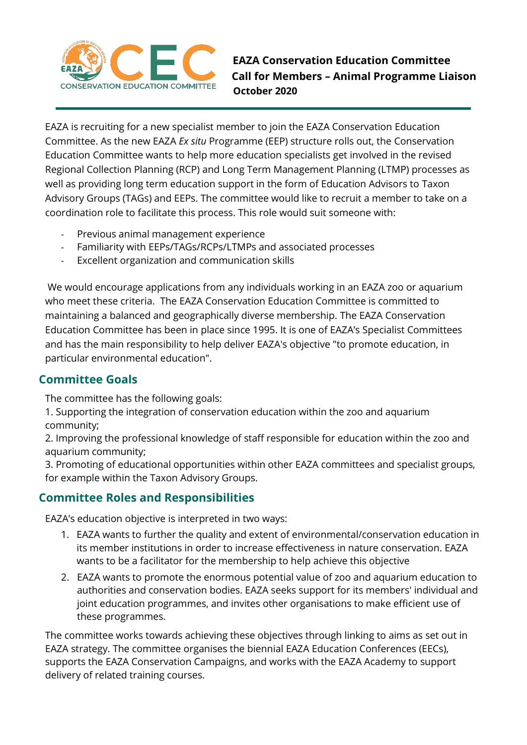**EAZA Conservation Education Committee**
**Call for Members – Animal Programme Liaison**
**October 2020**

EAZA is recruiting for a new specialist member to join the EAZA Conservation Education Committee. As the new EAZA *Ex situ* Programme (EEP) structure rolls out, the Conservation Education Committee wants to help more education specialists get involved in the revised Regional Collection Planning (RCP) and Long Term Management Planning (LTMP) processes as well as providing long term education support in the form of Education Advisors to Taxon Advisory Groups (TAGs) and EEPs. The committee would like to recruit a member to take on a coordination role to facilitate this process. This role would suit someone with:

- Previous animal management experience
- Familiarity with EEPs/TAGs/RCPs/LTMPs and associated processes
- Excellent organization and communication skills

We would encourage applications from any individuals working in an EAZA zoo or aquarium who meet these criteria. The EAZA Conservation Education Committee is committed to maintaining a balanced and geographically diverse membership. The EAZA Conservation Education Committee has been in place since 1995. It is one of EAZA's Specialist Committees and has the main responsibility to help deliver EAZA's objective "to promote education, in particular environmental education".

## Committee Goals

The committee has the following goals:

1. Supporting the integration of conservation education within the zoo and aquarium community;
2. Improving the professional knowledge of staff responsible for education within the zoo and aquarium community;
3. Promoting of educational opportunities within other EAZA committees and specialist groups, for example within the Taxon Advisory Groups.

## Committee Roles and Responsibilities

EAZA's education objective is interpreted in two ways:

1. EAZA wants to further the quality and extent of environmental/conservation education in its member institutions in order to increase effectiveness in nature conservation. EAZA wants to be a facilitator for the membership to help achieve this objective
2. EAZA wants to promote the enormous potential value of zoo and aquarium education to authorities and conservation bodies. EAZA seeks support for its members' individual and joint education programmes, and invites other organisations to make efficient use of these programmes.

The committee works towards achieving these objectives through linking to aims as set out in EAZA strategy. The committee organises the biennial EAZA Education Conferences (EECs), supports the EAZA Conservation Campaigns, and works with the EAZA Academy to support delivery of related training courses.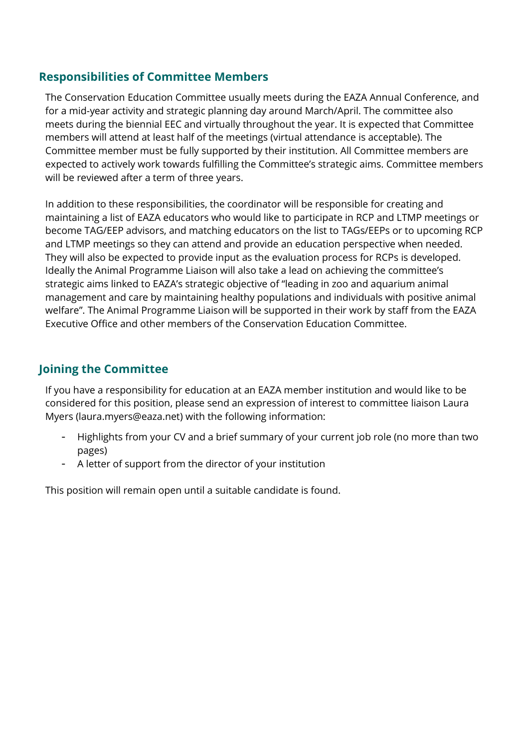## Responsibilities of Committee Members

The Conservation Education Committee usually meets during the EAZA Annual Conference, and for a mid-year activity and strategic planning day around March/April. The committee also meets during the biennial EEC and virtually throughout the year. It is expected that Committee members will attend at least half of the meetings (virtual attendance is acceptable). The Committee member must be fully supported by their institution. All Committee members are expected to actively work towards fulfilling the Committee's strategic aims. Committee members will be reviewed after a term of three years.

In addition to these responsibilities, the coordinator will be responsible for creating and maintaining a list of EAZA educators who would like to participate in RCP and LTMP meetings or become TAG/EEP advisors, and matching educators on the list to TAGs/EEPs or to upcoming RCP and LTMP meetings so they can attend and provide an education perspective when needed. They will also be expected to provide input as the evaluation process for RCPs is developed. Ideally the Animal Programme Liaison will also take a lead on achieving the committee's strategic aims linked to EAZA's strategic objective of "leading in zoo and aquarium animal management and care by maintaining healthy populations and individuals with positive animal welfare". The Animal Programme Liaison will be supported in their work by staff from the EAZA Executive Office and other members of the Conservation Education Committee.

## Joining the Committee

If you have a responsibility for education at an EAZA member institution and would like to be considered for this position, please send an expression of interest to committee liaison Laura Myers (laura.myers@eaza.net) with the following information:

- Highlights from your CV and a brief summary of your current job role (no more than two pages)
- A letter of support from the director of your institution

This position will remain open until a suitable candidate is found.